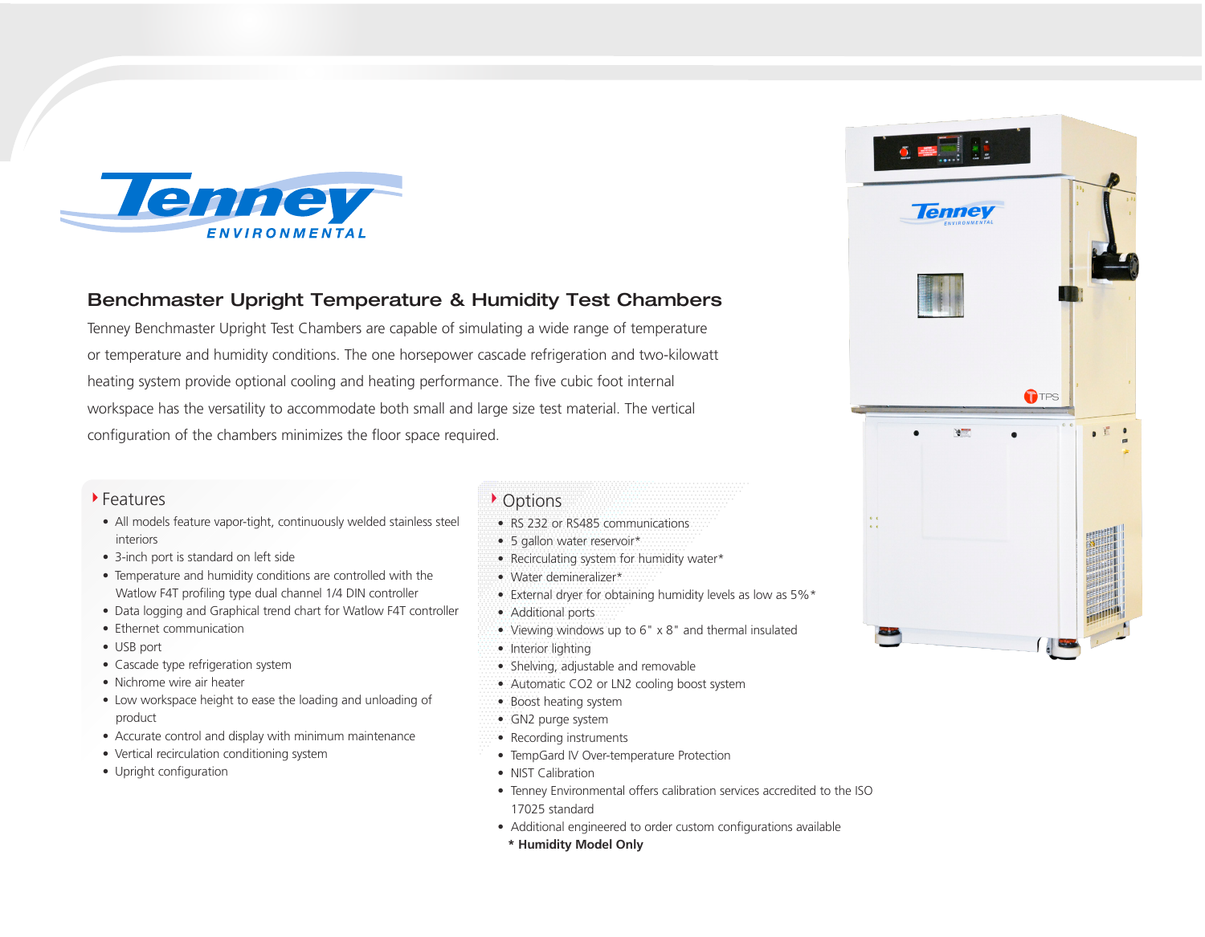# Tenney ENVIRONMENTAL

## Benchmaster Upright Temperature & Humidity Test Chambers

Tenney Benchmaster Upright Test Chambers are capable of simulating a wide range of temperature or temperature and humidity conditions. The one horsepower cascade refrigeration and two-kilowatt heating system provide optional cooling and heating performance. The five cubic foot internal workspace has the versatility to accommodate both small and large size test material. The vertical configuration of the chambers minimizes the floor space required.

### Features

- All models feature vapor-tight, continuously welded stainless steel interiors
- 3-inch port is standard on left side
- Temperature and humidity conditions are controlled with the Watlow F4T profiling type dual channel 1/4 DIN controller
- Data logging and Graphical trend chart for Watlow F4T controller
- Ethernet communication
- USB port
- Cascade type refrigeration system
- Nichrome wire air heater
- Low workspace height to ease the loading and unloading of product
- Accurate control and display with minimum maintenance
- Vertical recirculation conditioning system
- Upright configuration

### Options

- RS 232 or RS485 communications
- 5 gallon water reservoir*
- Recirculating system for humidity water*
- Water demineralizer*
- External dryer for obtaining humidity levels as low as 5%*
- Additional ports
- Viewing windows up to 6" x 8" and thermal insulated
- Interior lighting
- Shelving, adjustable and removable
- Automatic $CO_2$ or $LN_2$ cooling boost system
- Boost heating system
- $GN_2$ purge system
- Recording instruments
- TempGard IV Over-temperature Protection
- NIST Calibration
- Tenney Environmental offers calibration services accredited to the ISO 17025 standard
- Additional engineered to order custom configurations available

**\* Humidity Model Only**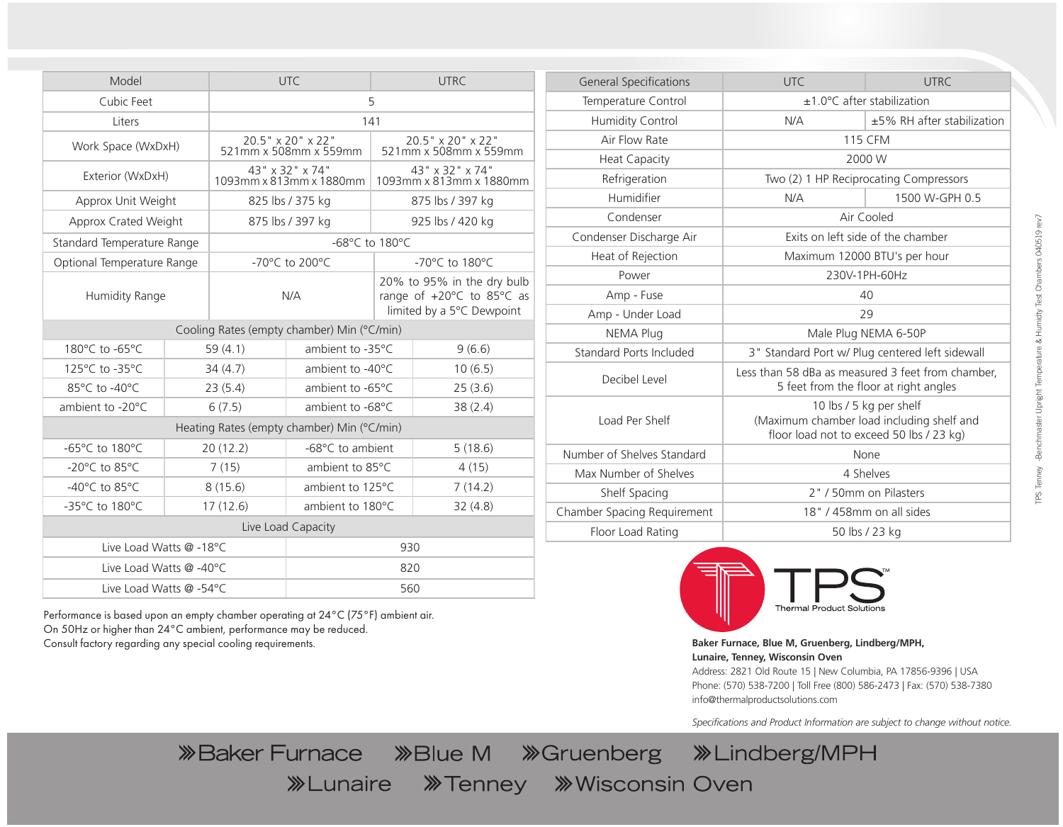| Model | UTC | | UTRC | |
|---|---|---|---|---|
| Cubic Feet | 5 | | | |
| Liters | 141 | | | |
| Work Space (WxDxH) | 20.5" x 20" x 22" 521mm x 508mm x 559mm | | 20.5" x 20" x 22" 521mm x 508mm x 559mm | |
| Exterior (WxDxH) | 43" x 32" x 74" 1093mm x 813mm x 1880mm | | 43" x 32" x 74" 1093mm x 813mm x 1880mm | |
| Approx Unit Weight | 825 lbs / 375 kg | | 875 lbs / 397 kg | |
| Approx Crated Weight | 875 lbs / 397 kg | | 925 lbs / 420 kg | |
| Standard Temperature Range | -68°C to 180°C | | | |
| Optional Temperature Range | -70°C to 200°C | | -70°C to 180°C | |
| Humidity Range | N/A | | 20% to 95% in the dry bulb range of +20°C to 85°C as limited by a 5°C Dewpoint | |
| Cooling Rates (empty chamber) Min (°C/min) | | | | |
| 180°C to -65°C | 59 (4.1) | ambient to -35°C | 9 (6.6) | |
| 125°C to -35°C | 34 (4.7) | ambient to -40°C | 10 (6.5) | |
| 85°C to -40°C | 23 (5.4) | ambient to -65°C | 25 (3.6) | |
| ambient to -20°C | 6 (7.5) | ambient to -68°C | 38 (2.4) | |
| Heating Rates (empty chamber) Min (°C/min) | | | | |
| -65°C to 180°C | 20 (12.2) | -68°C to ambient | 5 (18.6) | |
| -20°C to 85°C | 7 (15) | ambient to 85°C | 4 (15) | |
| -40°C to 85°C | 8 (15.6) | ambient to 125°C | 7 (14.2) | |
| -35°C to 180°C | 17 (12.6) | ambient to 180°C | 32 (4.8) | |
| Live Load Capacity | | | | |
| Live Load Watts @ -18°C | 930 | | | |
| Live Load Watts @ -40°C | 820 | | | |
| Live Load Watts @ -54°C | 560 | | | |

Performance is based upon an empty chamber operating at 24°C (75°F) ambient air.
On 50Hz or higher than 24°C ambient, performance may be reduced.
Consult factory regarding any special cooling requirements.

| General Specifications | UTC | UTRC |
|---|---|---|
| Temperature Control | ±1.0°C after stabilization | |
| Humidity Control | N/A | ±5% RH after stabilization |
| Air Flow Rate | 115 CFM | |
| Heat Capacity | 2000 W | |
| Refrigeration | Two (2) 1 HP Reciprocating Compressors | |
| Humidifier | N/A | 1500 W-GPH 0.5 |
| Condenser | Air Cooled | |
| Condenser Discharge Air | Exits on left side of the chamber | |
| Heat of Rejection | Maximum 12000 BTU's per hour | |
| Power | 230V-1PH-60Hz | |
| Amp - Fuse | 40 | |
| Amp - Under Load | 29 | |
| NEMA Plug | Male Plug NEMA 6-50P | |
| Standard Ports Included | 3" Standard Port w/ Plug centered left sidewall | |
| Decibel Level | Less than 58 dBa as measured 3 feet from chamber, 5 feet from the floor at right angles | |
| Load Per Shelf | 10 lbs / 5 kg per shelf (Maximum chamber load including shelf and floor load not to exceed 50 lbs / 23 kg) | |
| Number of Shelves Standard | None | |
| Max Number of Shelves | 4 Shelves | |
| Shelf Spacing | 2" / 50mm on Pilasters | |
| Chamber Spacing Requirement | 18" / 458mm on all sides | |
| Floor Load Rating | 50 lbs / 23 kg | |

TPS™ Thermal Product Solutions

**Baker Furnace, Blue M, Gruenberg, Lindberg/MPH, Lunaire, Tenney, Wisconsin Oven**
Address: 2821 Old Route 15 | New Columbia, PA 17856-9396 | USA
Phone: (570) 538-7200 | Toll Free (800) 586-2473 | Fax: (570) 538-7380
info@thermalproductsolutions.com

*Specifications and Product Information are subject to change without notice.*

TPS Tenney -Benchmaster Upright Temperature & Humidity Test Chambers 040519 rev7

»Baker Furnace »Blue M »Gruenberg »Lindberg/MPH »Lunaire »Tenney »Wisconsin Oven